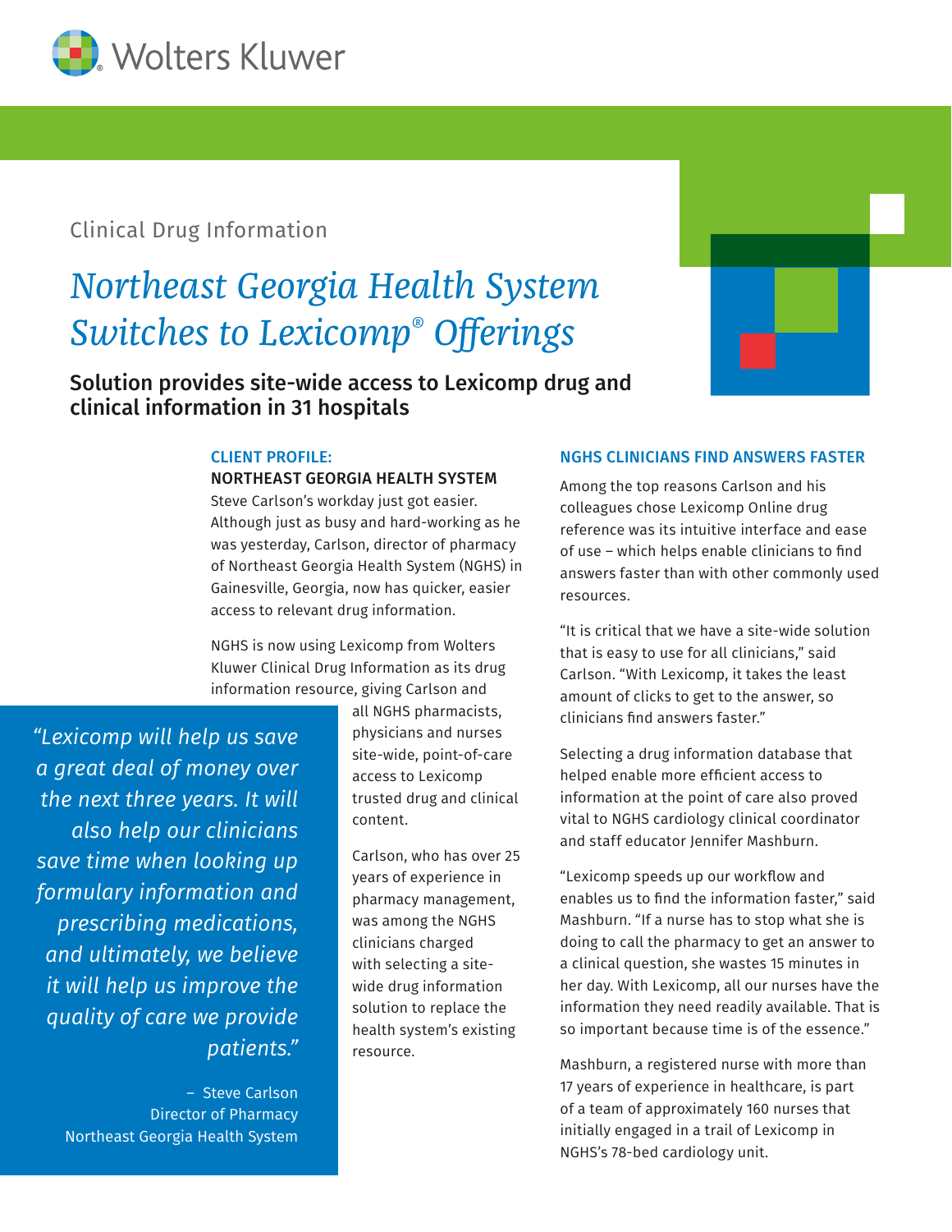Wolters Kluwer

Clinical Drug Information

# *Northeast Georgia Health System Switches to Lexicomp® Offerings*

## Solution provides site-wide access to Lexicomp drug and clinical information in 31 hospitals

### CLIENT PROFILE:

**NORTHEAST GEORGIA HEALTH SYSTEM**

Steve Carlson's workday just got easier. Although just as busy and hard-working as he was yesterday, Carlson, director of pharmacy of Northeast Georgia Health System (NGHS) in Gainesville, Georgia, now has quicker, easier access to relevant drug information.

NGHS is now using Lexicomp from Wolters Kluwer Clinical Drug Information as its drug information resource, giving Carlson and all NGHS pharmacists, physicians and nurses site-wide, point-of-care access to Lexicomp trusted drug and clinical content.

> *"Lexicomp will help us save a great deal of money over the next three years. It will also help our clinicians save time when looking up formulary information and prescribing medications, and ultimately, we believe it will help us improve the quality of care we provide patients."*
>
> – Steve Carlson
> Director of Pharmacy
> Northeast Georgia Health System

Carlson, who has over 25 years of experience in pharmacy management, was among the NGHS clinicians charged with selecting a site-wide drug information solution to replace the health system's existing resource.

### NGHS CLINICIANS FIND ANSWERS FASTER

Among the top reasons Carlson and his colleagues chose Lexicomp Online drug reference was its intuitive interface and ease of use – which helps enable clinicians to find answers faster than with other commonly used resources.

"It is critical that we have a site-wide solution that is easy to use for all clinicians," said Carlson. "With Lexicomp, it takes the least amount of clicks to get to the answer, so clinicians find answers faster."

Selecting a drug information database that helped enable more efficient access to information at the point of care also proved vital to NGHS cardiology clinical coordinator and staff educator Jennifer Mashburn.

"Lexicomp speeds up our workflow and enables us to find the information faster," said Mashburn. "If a nurse has to stop what she is doing to call the pharmacy to get an answer to a clinical question, she wastes 15 minutes in her day. With Lexicomp, all our nurses have the information they need readily available. That is so important because time is of the essence."

Mashburn, a registered nurse with more than 17 years of experience in healthcare, is part of a team of approximately 160 nurses that initially engaged in a trail of Lexicomp in NGHS's 78-bed cardiology unit.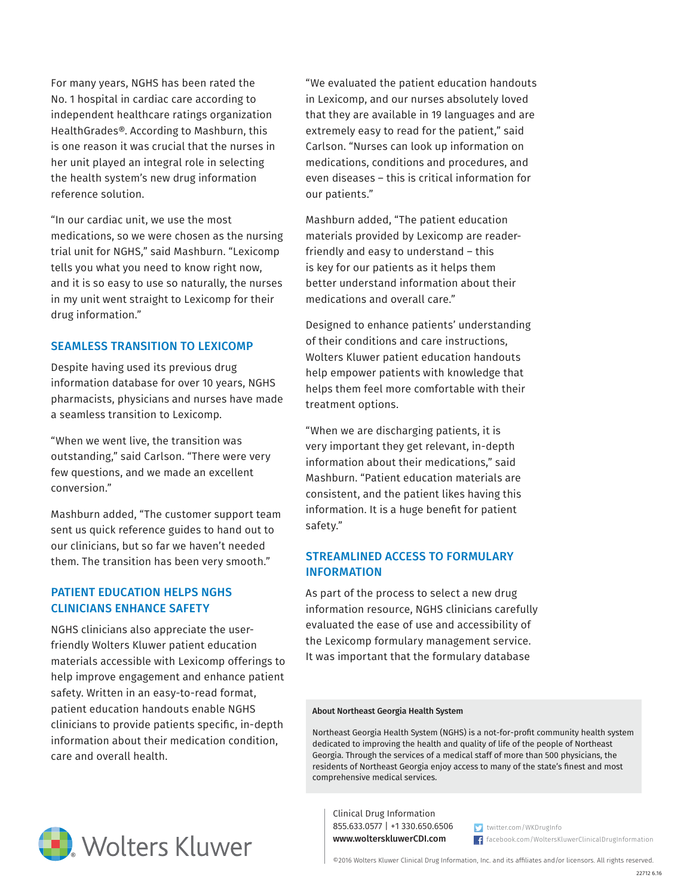For many years, NGHS has been rated the No. 1 hospital in cardiac care according to independent healthcare ratings organization HealthGrades®. According to Mashburn, this is one reason it was crucial that the nurses in her unit played an integral role in selecting the health system's new drug information reference solution.

"In our cardiac unit, we use the most medications, so we were chosen as the nursing trial unit for NGHS," said Mashburn. "Lexicomp tells you what you need to know right now, and it is so easy to use so naturally, the nurses in my unit went straight to Lexicomp for their drug information."

## SEAMLESS TRANSITION TO LEXICOMP

Despite having used its previous drug information database for over 10 years, NGHS pharmacists, physicians and nurses have made a seamless transition to Lexicomp.

"When we went live, the transition was outstanding," said Carlson. "There were very few questions, and we made an excellent conversion."

Mashburn added, "The customer support team sent us quick reference guides to hand out to our clinicians, but so far we haven't needed them. The transition has been very smooth."

## PATIENT EDUCATION HELPS NGHS CLINICIANS ENHANCE SAFETY

NGHS clinicians also appreciate the user-friendly Wolters Kluwer patient education materials accessible with Lexicomp offerings to help improve engagement and enhance patient safety. Written in an easy-to-read format, patient education handouts enable NGHS clinicians to provide patients specific, in-depth information about their medication condition, care and overall health.

"We evaluated the patient education handouts in Lexicomp, and our nurses absolutely loved that they are available in 19 languages and are extremely easy to read for the patient," said Carlson. "Nurses can look up information on medications, conditions and procedures, and even diseases – this is critical information for our patients."

Mashburn added, "The patient education materials provided by Lexicomp are reader-friendly and easy to understand – this is key for our patients as it helps them better understand information about their medications and overall care."

Designed to enhance patients' understanding of their conditions and care instructions, Wolters Kluwer patient education handouts help empower patients with knowledge that helps them feel more comfortable with their treatment options.

"When we are discharging patients, it is very important they get relevant, in-depth information about their medications," said Mashburn. "Patient education materials are consistent, and the patient likes having this information. It is a huge benefit for patient safety."

## STREAMLINED ACCESS TO FORMULARY INFORMATION

As part of the process to select a new drug information resource, NGHS clinicians carefully evaluated the ease of use and accessibility of the Lexicomp formulary management service. It was important that the formulary database

**About Northeast Georgia Health System**

Northeast Georgia Health System (NGHS) is a not-for-profit community health system dedicated to improving the health and quality of life of the people of Northeast Georgia. Through the services of a medical staff of more than 500 physicians, the residents of Northeast Georgia enjoy access to many of the state's finest and most comprehensive medical services.

Wolters Kluwer

Clinical Drug Information
855.633.0577 | +1 330.650.6506
**www.wolterskluwerCDI.com**

twitter.com/WKDrugInfo
facebook.com/WoltersKluwerClinicalDrugInformation

©2016 Wolters Kluwer Clinical Drug Information, Inc. and its affiliates and/or licensors. All rights reserved.

22712 6.16